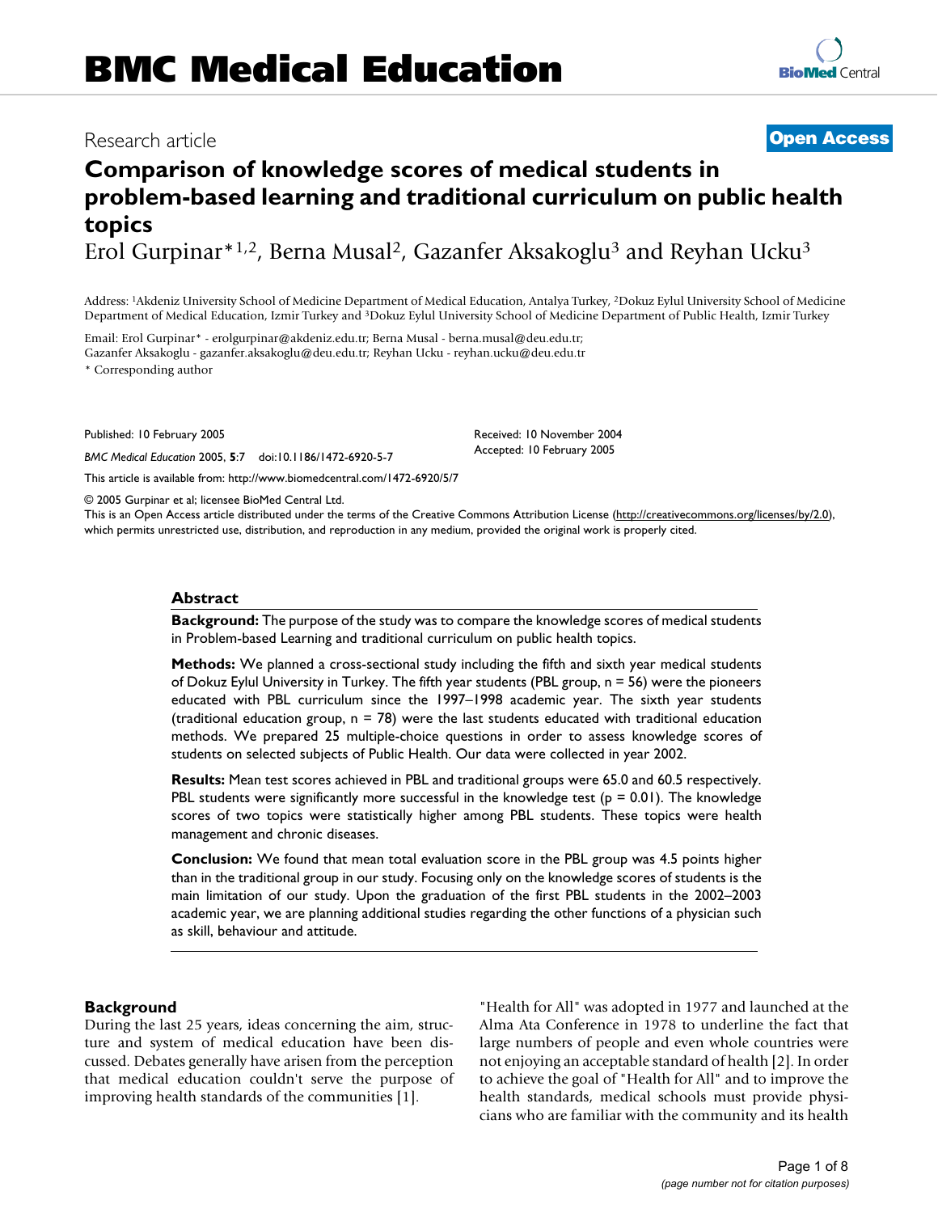# BMC Medical Education

Research article

**Open Access**

# Comparison of knowledge scores of medical students in problem-based learning and traditional curriculum on public health topics

Erol Gurpinar*[1,2], Berna Musal[2], Gazanfer Aksakoglu[3] and Reyhan Ucku[3]

Address: [1]Akdeniz University School of Medicine Department of Medical Education, Antalya Turkey, [2]Dokuz Eylul University School of Medicine Department of Medical Education, Izmir Turkey and [3]Dokuz Eylul University School of Medicine Department of Public Health, Izmir Turkey

Email: Erol Gurpinar* - erolgurpinar@akdeniz.edu.tr; Berna Musal - berna.musal@deu.edu.tr; Gazanfer Aksakoglu - gazanfer.aksakoglu@deu.edu.tr; Reyhan Ucku - reyhan.ucku@deu.edu.tr

* Corresponding author

Published: 10 February 2005

*BMC Medical Education* 2005, **5**:7 doi:10.1186/1472-6920-5-7

Received: 10 November 2004
Accepted: 10 February 2005

This article is available from: http://www.biomedcentral.com/1472-6920/5/7

© 2005 Gurpinar et al; licensee BioMed Central Ltd.

This is an Open Access article distributed under the terms of the Creative Commons Attribution License (http://creativecommons.org/licenses/by/2.0), which permits unrestricted use, distribution, and reproduction in any medium, provided the original work is properly cited.

## Abstract

**Background:** The purpose of the study was to compare the knowledge scores of medical students in Problem-based Learning and traditional curriculum on public health topics.

**Methods:** We planned a cross-sectional study including the fifth and sixth year medical students of Dokuz Eylul University in Turkey. The fifth year students (PBL group, n = 56) were the pioneers educated with PBL curriculum since the 1997–1998 academic year. The sixth year students (traditional education group, n = 78) were the last students educated with traditional education methods. We prepared 25 multiple-choice questions in order to assess knowledge scores of students on selected subjects of Public Health. Our data were collected in year 2002.

**Results:** Mean test scores achieved in PBL and traditional groups were 65.0 and 60.5 respectively. PBL students were significantly more successful in the knowledge test ($p = 0.01$). The knowledge scores of two topics were statistically higher among PBL students. These topics were health management and chronic diseases.

**Conclusion:** We found that mean total evaluation score in the PBL group was 4.5 points higher than in the traditional group in our study. Focusing only on the knowledge scores of students is the main limitation of our study. Upon the graduation of the first PBL students in the 2002–2003 academic year, we are planning additional studies regarding the other functions of a physician such as skill, behaviour and attitude.

## Background

During the last 25 years, ideas concerning the aim, structure and system of medical education have been discussed. Debates generally have arisen from the perception that medical education couldn't serve the purpose of improving health standards of the communities [1].

"Health for All" was adopted in 1977 and launched at the Alma Ata Conference in 1978 to underline the fact that large numbers of people and even whole countries were not enjoying an acceptable standard of health [2]. In order to achieve the goal of "Health for All" and to improve the health standards, medical schools must provide physicians who are familiar with the community and its health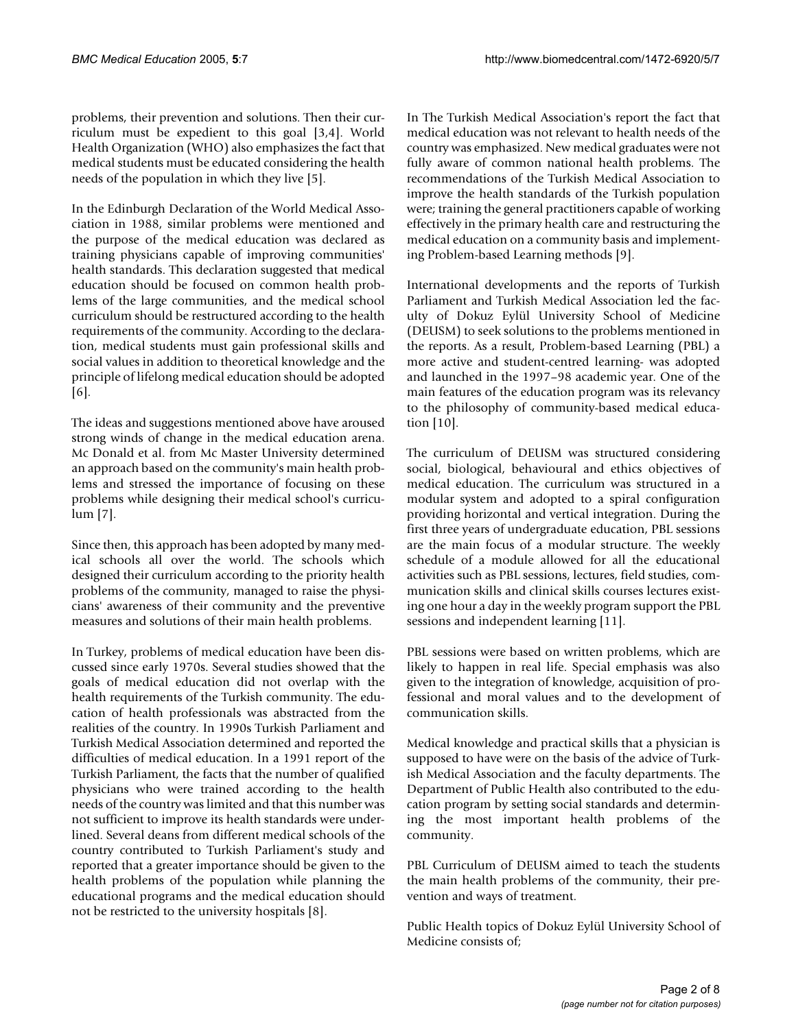problems, their prevention and solutions. Then their curriculum must be expedient to this goal [3,4]. World Health Organization (WHO) also emphasizes the fact that medical students must be educated considering the health needs of the population in which they live [5].

In the Edinburgh Declaration of the World Medical Association in 1988, similar problems were mentioned and the purpose of the medical education was declared as training physicians capable of improving communities' health standards. This declaration suggested that medical education should be focused on common health problems of the large communities, and the medical school curriculum should be restructured according to the health requirements of the community. According to the declaration, medical students must gain professional skills and social values in addition to theoretical knowledge and the principle of lifelong medical education should be adopted [6].

The ideas and suggestions mentioned above have aroused strong winds of change in the medical education arena. Mc Donald et al. from Mc Master University determined an approach based on the community's main health problems and stressed the importance of focusing on these problems while designing their medical school's curriculum [7].

Since then, this approach has been adopted by many medical schools all over the world. The schools which designed their curriculum according to the priority health problems of the community, managed to raise the physicians' awareness of their community and the preventive measures and solutions of their main health problems.

In Turkey, problems of medical education have been discussed since early 1970s. Several studies showed that the goals of medical education did not overlap with the health requirements of the Turkish community. The education of health professionals was abstracted from the realities of the country. In 1990s Turkish Parliament and Turkish Medical Association determined and reported the difficulties of medical education. In a 1991 report of the Turkish Parliament, the facts that the number of qualified physicians who were trained according to the health needs of the country was limited and that this number was not sufficient to improve its health standards were underlined. Several deans from different medical schools of the country contributed to Turkish Parliament's study and reported that a greater importance should be given to the health problems of the population while planning the educational programs and the medical education should not be restricted to the university hospitals [8].

In The Turkish Medical Association's report the fact that medical education was not relevant to health needs of the country was emphasized. New medical graduates were not fully aware of common national health problems. The recommendations of the Turkish Medical Association to improve the health standards of the Turkish population were; training the general practitioners capable of working effectively in the primary health care and restructuring the medical education on a community basis and implementing Problem-based Learning methods [9].

International developments and the reports of Turkish Parliament and Turkish Medical Association led the faculty of Dokuz Eylül University School of Medicine (DEUSM) to seek solutions to the problems mentioned in the reports. As a result, Problem-based Learning (PBL) a more active and student-centred learning- was adopted and launched in the 1997–98 academic year. One of the main features of the education program was its relevancy to the philosophy of community-based medical education [10].

The curriculum of DEUSM was structured considering social, biological, behavioural and ethics objectives of medical education. The curriculum was structured in a modular system and adopted to a spiral configuration providing horizontal and vertical integration. During the first three years of undergraduate education, PBL sessions are the main focus of a modular structure. The weekly schedule of a module allowed for all the educational activities such as PBL sessions, lectures, field studies, communication skills and clinical skills courses lectures existing one hour a day in the weekly program support the PBL sessions and independent learning [11].

PBL sessions were based on written problems, which are likely to happen in real life. Special emphasis was also given to the integration of knowledge, acquisition of professional and moral values and to the development of communication skills.

Medical knowledge and practical skills that a physician is supposed to have were on the basis of the advice of Turkish Medical Association and the faculty departments. The Department of Public Health also contributed to the education program by setting social standards and determining the most important health problems of the community.

PBL Curriculum of DEUSM aimed to teach the students the main health problems of the community, their prevention and ways of treatment.

Public Health topics of Dokuz Eylül University School of Medicine consists of;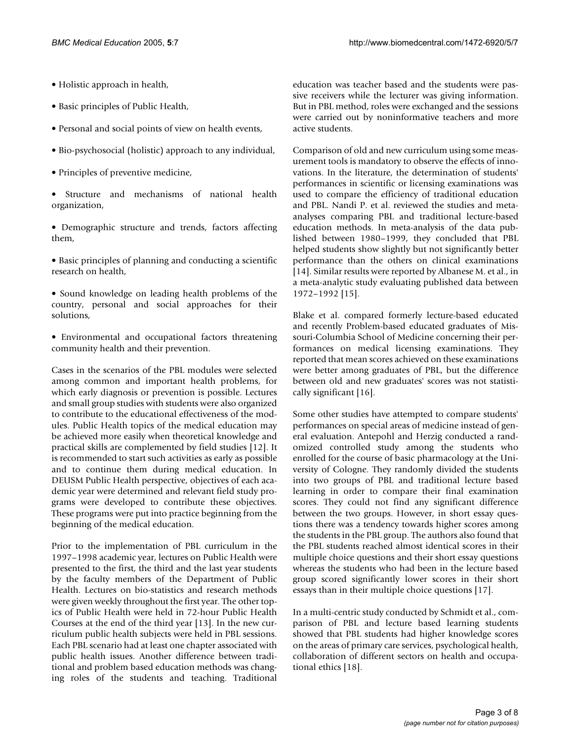- Holistic approach in health,
- Basic principles of Public Health,
- Personal and social points of view on health events,
- Bio-psychosocial (holistic) approach to any individual,
- Principles of preventive medicine,
- Structure and mechanisms of national health organization,
- Demographic structure and trends, factors affecting them,
- Basic principles of planning and conducting a scientific research on health,
- Sound knowledge on leading health problems of the country, personal and social approaches for their solutions,
- Environmental and occupational factors threatening community health and their prevention.

Cases in the scenarios of the PBL modules were selected among common and important health problems, for which early diagnosis or prevention is possible. Lectures and small group studies with students were also organized to contribute to the educational effectiveness of the modules. Public Health topics of the medical education may be achieved more easily when theoretical knowledge and practical skills are complemented by field studies [12]. It is recommended to start such activities as early as possible and to continue them during medical education. In DEUSM Public Health perspective, objectives of each academic year were determined and relevant field study programs were developed to contribute these objectives. These programs were put into practice beginning from the beginning of the medical education.

Prior to the implementation of PBL curriculum in the 1997–1998 academic year, lectures on Public Health were presented to the first, the third and the last year students by the faculty members of the Department of Public Health. Lectures on bio-statistics and research methods were given weekly throughout the first year. The other topics of Public Health were held in 72-hour Public Health Courses at the end of the third year [13]. In the new curriculum public health subjects were held in PBL sessions. Each PBL scenario had at least one chapter associated with public health issues. Another difference between traditional and problem based education methods was changing roles of the students and teaching. Traditional education was teacher based and the students were passive receivers while the lecturer was giving information. But in PBL method, roles were exchanged and the sessions were carried out by noninformative teachers and more active students.

Comparison of old and new curriculum using some measurement tools is mandatory to observe the effects of innovations. In the literature, the determination of students' performances in scientific or licensing examinations was used to compare the efficiency of traditional education and PBL. Nandi P. et al. reviewed the studies and meta-analyses comparing PBL and traditional lecture-based education methods. In meta-analysis of the data published between 1980–1999, they concluded that PBL helped students show slightly but not significantly better performance than the others on clinical examinations [14]. Similar results were reported by Albanese M. et al., in a meta-analytic study evaluating published data between 1972–1992 [15].

Blake et al. compared formerly lecture-based educated and recently Problem-based educated graduates of Missouri-Columbia School of Medicine concerning their performances on medical licensing examinations. They reported that mean scores achieved on these examinations were better among graduates of PBL, but the difference between old and new graduates' scores was not statistically significant [16].

Some other studies have attempted to compare students' performances on special areas of medicine instead of general evaluation. Antepohl and Herzig conducted a randomized controlled study among the students who enrolled for the course of basic pharmacology at the University of Cologne. They randomly divided the students into two groups of PBL and traditional lecture based learning in order to compare their final examination scores. They could not find any significant difference between the two groups. However, in short essay questions there was a tendency towards higher scores among the students in the PBL group. The authors also found that the PBL students reached almost identical scores in their multiple choice questions and their short essay questions whereas the students who had been in the lecture based group scored significantly lower scores in their short essays than in their multiple choice questions [17].

In a multi-centric study conducted by Schmidt et al., comparison of PBL and lecture based learning students showed that PBL students had higher knowledge scores on the areas of primary care services, psychological health, collaboration of different sectors on health and occupational ethics [18].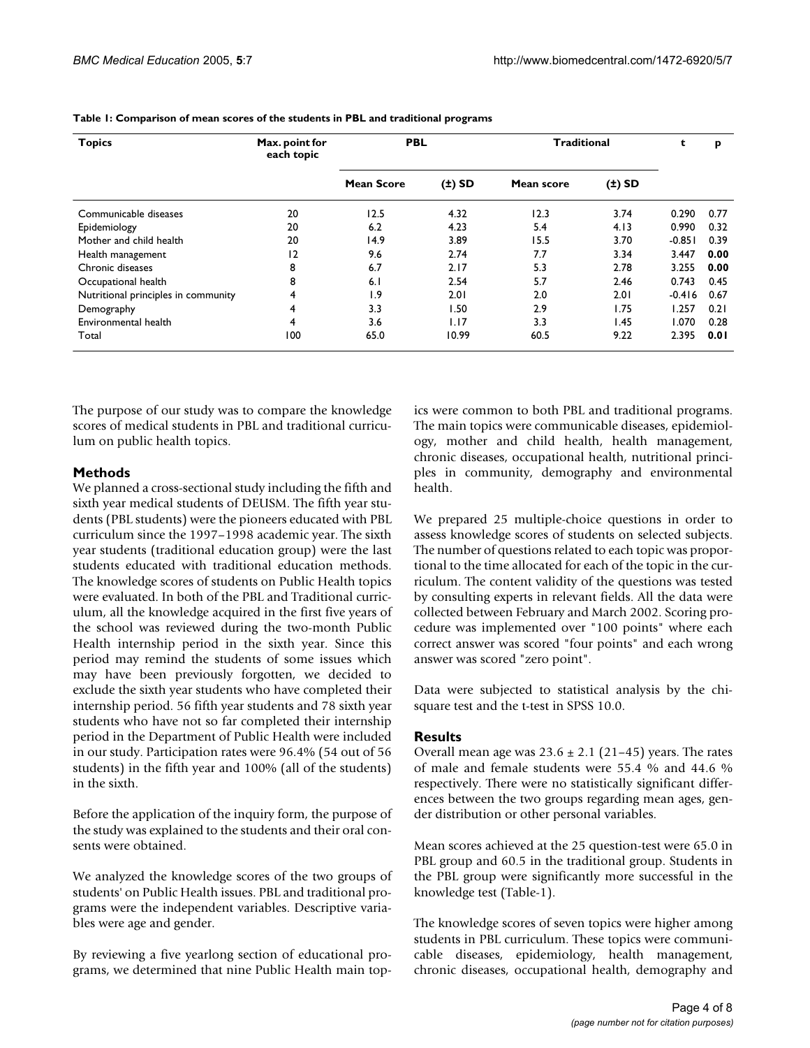**Table 1: Comparison of mean scores of the students in PBL and traditional programs**

| Topics | Max. point for each topic | PBL | | Traditional | | t | p |
|---|---|---|---|---|---|---|---|
| | | Mean Score | (±) SD | Mean score | (±) SD | | |
| Communicable diseases | 20 | 12.5 | 4.32 | 12.3 | 3.74 | 0.290 | 0.77 |
| Epidemiology | 20 | 6.2 | 4.23 | 5.4 | 4.13 | 0.990 | 0.32 |
| Mother and child health | 20 | 14.9 | 3.89 | 15.5 | 3.70 | -0.851 | 0.39 |
| Health management | 12 | 9.6 | 2.74 | 7.7 | 3.34 | 3.447 | **0.00** |
| Chronic diseases | 8 | 6.7 | 2.17 | 5.3 | 2.78 | 3.255 | **0.00** |
| Occupational health | 8 | 6.1 | 2.54 | 5.7 | 2.46 | 0.743 | 0.45 |
| Nutritional principles in community | 4 | 1.9 | 2.01 | 2.0 | 2.01 | -0.416 | 0.67 |
| Demography | 4 | 3.3 | 1.50 | 2.9 | 1.75 | 1.257 | 0.21 |
| Environmental health | 4 | 3.6 | 1.17 | 3.3 | 1.45 | 1.070 | 0.28 |
| Total | 100 | 65.0 | 10.99 | 60.5 | 9.22 | 2.395 | **0.01** |

The purpose of our study was to compare the knowledge scores of medical students in PBL and traditional curriculum on public health topics.

## Methods

We planned a cross-sectional study including the fifth and sixth year medical students of DEUSM. The fifth year students (PBL students) were the pioneers educated with PBL curriculum since the 1997–1998 academic year. The sixth year students (traditional education group) were the last students educated with traditional education methods. The knowledge scores of students on Public Health topics were evaluated. In both of the PBL and Traditional curriculum, all the knowledge acquired in the first five years of the school was reviewed during the two-month Public Health internship period in the sixth year. Since this period may remind the students of some issues which may have been previously forgotten, we decided to exclude the sixth year students who have completed their internship period. 56 fifth year students and 78 sixth year students who have not so far completed their internship period in the Department of Public Health were included in our study. Participation rates were 96.4% (54 out of 56 students) in the fifth year and 100% (all of the students) in the sixth.

Before the application of the inquiry form, the purpose of the study was explained to the students and their oral consents were obtained.

We analyzed the knowledge scores of the two groups of students' on Public Health issues. PBL and traditional programs were the independent variables. Descriptive variables were age and gender.

By reviewing a five yearlong section of educational programs, we determined that nine Public Health main topics were common to both PBL and traditional programs. The main topics were communicable diseases, epidemiology, mother and child health, health management, chronic diseases, occupational health, nutritional principles in community, demography and environmental health.

We prepared 25 multiple-choice questions in order to assess knowledge scores of students on selected subjects. The number of questions related to each topic was proportional to the time allocated for each of the topic in the curriculum. The content validity of the questions was tested by consulting experts in relevant fields. All the data were collected between February and March 2002. Scoring procedure was implemented over "100 points" where each correct answer was scored "four points" and each wrong answer was scored "zero point".

Data were subjected to statistical analysis by the chi-square test and the t-test in SPSS 10.0.

## Results

Overall mean age was $23.6 \pm 2.1$ (21–45) years. The rates of male and female students were 55.4 % and 44.6 % respectively. There were no statistically significant differences between the two groups regarding mean ages, gender distribution or other personal variables.

Mean scores achieved at the 25 question-test were 65.0 in PBL group and 60.5 in the traditional group. Students in the PBL group were significantly more successful in the knowledge test (Table-1).

The knowledge scores of seven topics were higher among students in PBL curriculum. These topics were communicable diseases, epidemiology, health management, chronic diseases, occupational health, demography and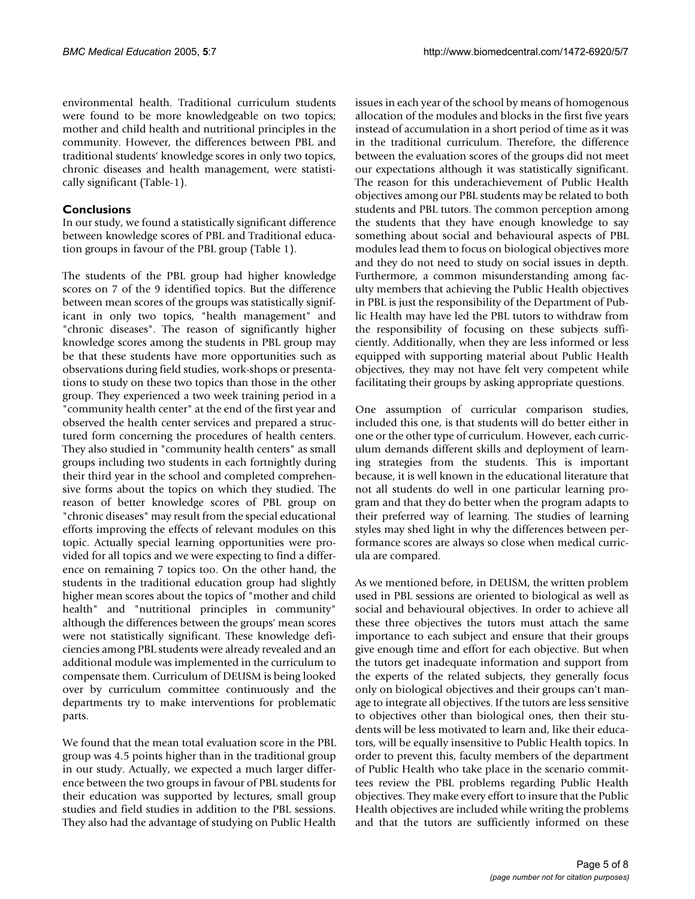environmental health. Traditional curriculum students were found to be more knowledgeable on two topics; mother and child health and nutritional principles in the community. However, the differences between PBL and traditional students' knowledge scores in only two topics, chronic diseases and health management, were statistically significant (Table-1).

## Conclusions

In our study, we found a statistically significant difference between knowledge scores of PBL and Traditional education groups in favour of the PBL group (Table 1).

The students of the PBL group had higher knowledge scores on 7 of the 9 identified topics. But the difference between mean scores of the groups was statistically significant in only two topics, "health management" and "chronic diseases". The reason of significantly higher knowledge scores among the students in PBL group may be that these students have more opportunities such as observations during field studies, work-shops or presentations to study on these two topics than those in the other group. They experienced a two week training period in a "community health center" at the end of the first year and observed the health center services and prepared a structured form concerning the procedures of health centers. They also studied in "community health centers" as small groups including two students in each fortnightly during their third year in the school and completed comprehensive forms about the topics on which they studied. The reason of better knowledge scores of PBL group on "chronic diseases" may result from the special educational efforts improving the effects of relevant modules on this topic. Actually special learning opportunities were provided for all topics and we were expecting to find a difference on remaining 7 topics too. On the other hand, the students in the traditional education group had slightly higher mean scores about the topics of "mother and child health" and "nutritional principles in community" although the differences between the groups' mean scores were not statistically significant. These knowledge deficiencies among PBL students were already revealed and an additional module was implemented in the curriculum to compensate them. Curriculum of DEUSM is being looked over by curriculum committee continuously and the departments try to make interventions for problematic parts.

We found that the mean total evaluation score in the PBL group was 4.5 points higher than in the traditional group in our study. Actually, we expected a much larger difference between the two groups in favour of PBL students for their education was supported by lectures, small group studies and field studies in addition to the PBL sessions. They also had the advantage of studying on Public Health issues in each year of the school by means of homogenous allocation of the modules and blocks in the first five years instead of accumulation in a short period of time as it was in the traditional curriculum. Therefore, the difference between the evaluation scores of the groups did not meet our expectations although it was statistically significant. The reason for this underachievement of Public Health objectives among our PBL students may be related to both students and PBL tutors. The common perception among the students that they have enough knowledge to say something about social and behavioural aspects of PBL modules lead them to focus on biological objectives more and they do not need to study on social issues in depth. Furthermore, a common misunderstanding among faculty members that achieving the Public Health objectives in PBL is just the responsibility of the Department of Public Health may have led the PBL tutors to withdraw from the responsibility of focusing on these subjects sufficiently. Additionally, when they are less informed or less equipped with supporting material about Public Health objectives, they may not have felt very competent while facilitating their groups by asking appropriate questions.

One assumption of curricular comparison studies, included this one, is that students will do better either in one or the other type of curriculum. However, each curriculum demands different skills and deployment of learning strategies from the students. This is important because, it is well known in the educational literature that not all students do well in one particular learning program and that they do better when the program adapts to their preferred way of learning. The studies of learning styles may shed light in why the differences between performance scores are always so close when medical curricula are compared.

As we mentioned before, in DEUSM, the written problem used in PBL sessions are oriented to biological as well as social and behavioural objectives. In order to achieve all these three objectives the tutors must attach the same importance to each subject and ensure that their groups give enough time and effort for each objective. But when the tutors get inadequate information and support from the experts of the related subjects, they generally focus only on biological objectives and their groups can't manage to integrate all objectives. If the tutors are less sensitive to objectives other than biological ones, then their students will be less motivated to learn and, like their educators, will be equally insensitive to Public Health topics. In order to prevent this, faculty members of the department of Public Health who take place in the scenario committees review the PBL problems regarding Public Health objectives. They make every effort to insure that the Public Health objectives are included while writing the problems and that the tutors are sufficiently informed on these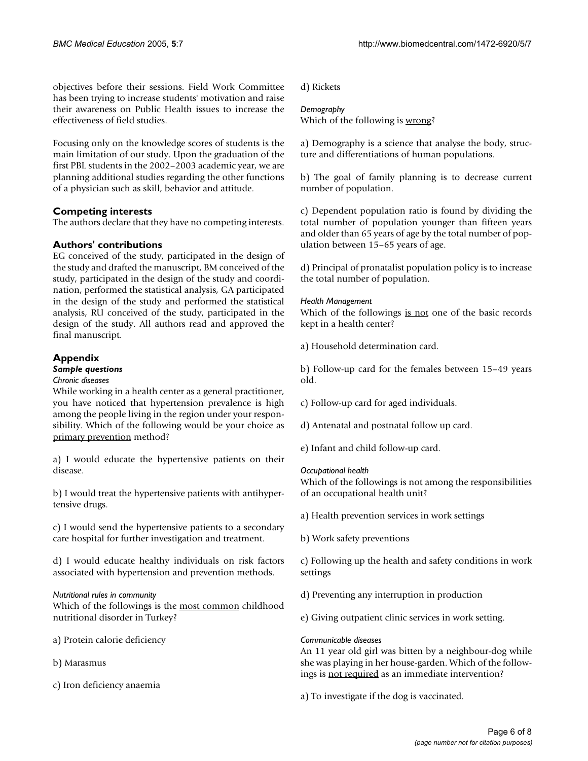objectives before their sessions. Field Work Committee has been trying to increase students' motivation and raise their awareness on Public Health issues to increase the effectiveness of field studies.

Focusing only on the knowledge scores of students is the main limitation of our study. Upon the graduation of the first PBL students in the 2002–2003 academic year, we are planning additional studies regarding the other functions of a physician such as skill, behavior and attitude.

## Competing interests

The authors declare that they have no competing interests.

## Authors' contributions

EG conceived of the study, participated in the design of the study and drafted the manuscript, BM conceived of the study, participated in the design of the study and coordination, performed the statistical analysis, GA participated in the design of the study and performed the statistical analysis, RU conceived of the study, participated in the design of the study. All authors read and approved the final manuscript.

## Appendix

### Sample questions

*Chronic diseases*

While working in a health center as a general practitioner, you have noticed that hypertension prevalence is high among the people living in the region under your responsibility. Which of the following would be your choice as <u>primary prevention</u> method?

a) I would educate the hypertensive patients on their disease.

b) I would treat the hypertensive patients with antihypertensive drugs.

c) I would send the hypertensive patients to a secondary care hospital for further investigation and treatment.

d) I would educate healthy individuals on risk factors associated with hypertension and prevention methods.

*Nutritional rules in community*

Which of the followings is the <u>most common</u> childhood nutritional disorder in Turkey?

a) Protein calorie deficiency

b) Marasmus

c) Iron deficiency anaemia

d) Rickets

*Demography*

Which of the following is <u>wrong</u>?

a) Demography is a science that analyse the body, structure and differentiations of human populations.

b) The goal of family planning is to decrease current number of population.

c) Dependent population ratio is found by dividing the total number of population younger than fifteen years and older than 65 years of age by the total number of population between 15–65 years of age.

d) Principal of pronatalist population policy is to increase the total number of population.

*Health Management*

Which of the followings <u>is not</u> one of the basic records kept in a health center?

a) Household determination card.

b) Follow-up card for the females between 15–49 years old.

c) Follow-up card for aged individuals.

d) Antenatal and postnatal follow up card.

e) Infant and child follow-up card.

*Occupational health*

Which of the followings is not among the responsibilities of an occupational health unit?

a) Health prevention services in work settings

b) Work safety preventions

c) Following up the health and safety conditions in work settings

d) Preventing any interruption in production

e) Giving outpatient clinic services in work setting.

*Communicable diseases*

An 11 year old girl was bitten by a neighbour-dog while she was playing in her house-garden. Which of the followings is <u>not required</u> as an immediate intervention?

a) To investigate if the dog is vaccinated.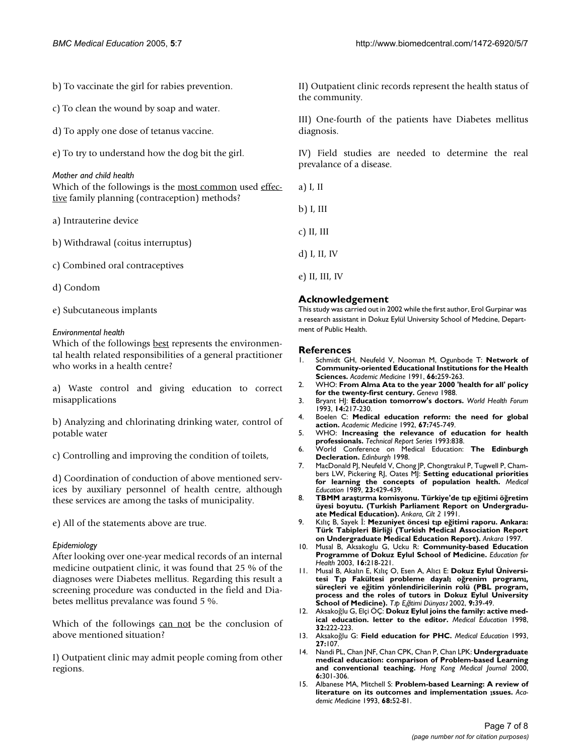b) To vaccinate the girl for rabies prevention.

c) To clean the wound by soap and water.

d) To apply one dose of tetanus vaccine.

e) To try to understand how the dog bit the girl.

*Mother and child health*

Which of the followings is the most common used effective family planning (contraception) methods?

a) Intrauterine device

b) Withdrawal (coitus interruptus)

c) Combined oral contraceptives

d) Condom

e) Subcutaneous implants

*Environmental health*

Which of the followings best represents the environmental health related responsibilities of a general practitioner who works in a health centre?

a) Waste control and giving education to correct misapplications

b) Analyzing and chlorinating drinking water, control of potable water

c) Controlling and improving the condition of toilets,

d) Coordination of conduction of above mentioned services by auxiliary personnel of health centre, although these services are among the tasks of municipality.

e) All of the statements above are true.

*Epidemiology*

After looking over one-year medical records of an internal medicine outpatient clinic, it was found that 25 % of the diagnoses were Diabetes mellitus. Regarding this result a screening procedure was conducted in the field and Diabetes mellitus prevalance was found 5 %.

Which of the followings can not be the conclusion of above mentioned situation?

I) Outpatient clinic may admit people coming from other regions.

II) Outpatient clinic records represent the health status of the community.

III) One-fourth of the patients have Diabetes mellitus diagnosis.

IV) Field studies are needed to determine the real prevalance of a disease.

a) I, II

b) I, III

c) II, III

d) I, II, IV

e) II, III, IV

## Acknowledgement

This study was carried out in 2002 while the first author, Erol Gurpinar was a research assistant in Dokuz Eylül University School of Medcine, Department of Public Health.

## References

1. Schmidt GH, Neufeld V, Nooman M, Ogunbode T: **Network of Community-oriented Educational Institutions for the Health Sciences.** *Academic Medicine* 1991, **66:**259-263.
2. WHO: **From Alma Ata to the year 2000 'health for all' policy for the twenty-first century.** *Geneva* 1988.
3. Bryant HJ: **Education tomorrow's doctors.** *World Health Forum* 1993, **14:**217-230.
4. Boelen C: **Medical education reform: the need for global action.** *Academic Medicine* 1992, **67:**745-749.
5. WHO: **Increasing the relevance of education for health professionals.** *Technical Report Series* 1993:838.
6. World Conference on Medical Education: **The Edinburgh Decleration.** *Edinburgh* 1998.
7. MacDonald PJ, Neufeld V, Chong JP, Chongtrakul P, Tugwell P, Chambers LW, Pickering RJ, Oates MJ: **Setting educational priorities for learning the concepts of population health.** *Medical Education* 1989, **23:**429-439.
8. **TBMM araştırma komisyonu. Türkiye'de tıp eğitimi öğretim üyesi boyutu. (Turkish Parliament Report on Undergraduate Medical Education).** *Ankara, Cilt 2* 1991.
9. Kılıç B, Sayek İ: **Mezuniyet öncesi tıp eğitimi raporu. Ankara: Türk Tabipleri Birliği (Turkish Medical Association Report on Undergraduate Medical Education Report).** *Ankara* 1997.
10. Musal B, Aksakoglu G, Ucku R: **Community-based Education Programme of Dokuz Eylul School of Medicine.** *Education for Health* 2003, **16:**218-221.
11. Musal B, Akalın E, Kılıç O, Esen A, Alıcı E: **Dokuz Eylul Üniversitesi Tıp Fakültesi probleme dayalı oğrenim programı, süreçleri ve eğitim yönlendiricilerinin rolü (PBL program, process and the roles of tutors in Dokuz Eylul University School of Medicine).** *Tıp Eğitimi Dünyası* 2002, **9:**39-49.
12. Aksakoğlu G, Elçi ÖÇ: **Dokuz Eylul joins the family: active medical education. letter to the editor.** *Medical Education* 1998, **32:**222-223.
13. Aksakoğlu G: **Field education for PHC.** *Medical Education* 1993, **27:**107.
14. Nandi PL, Chan JNF, Chan CPK, Chan P, Chan LPK: **Undergraduate medical education: comparison of Problem-based Learning and conventional teaching.** *Hong Kong Medical Journal* 2000, **6:**301-306.
15. Albanese MA, Mitchell S: **Problem-based Learning: A review of literature on its outcomes and implementation ıssues.** *Academic Medicine* 1993, **68:**52-81.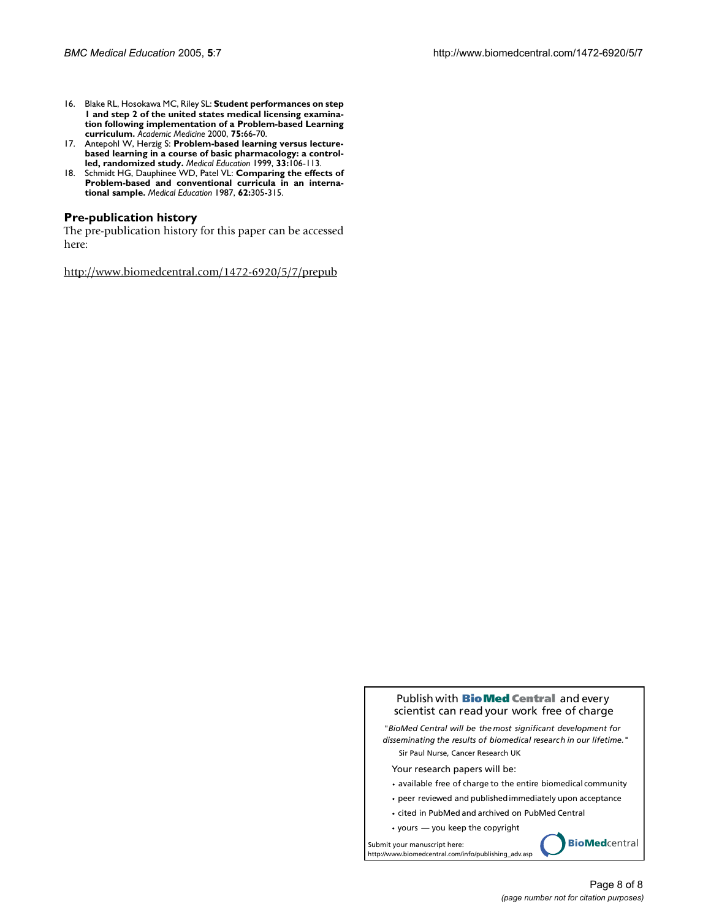16. Blake RL, Hosokawa MC, Riley SL: **Student performances on step 1 and step 2 of the united states medical licensing examination following implementation of a Problem-based Learning curriculum.** *Academic Medicine* 2000, **75:**66-70.
17. Antepohl W, Herzig S: **Problem-based learning versus lecture-based learning in a course of basic pharmacology: a controlled, randomized study.** *Medical Education* 1999, **33:**106-113.
18. Schmidt HG, Dauphinee WD, Patel VL: **Comparing the effects of Problem-based and conventional curricula in an international sample.** *Medical Education* 1987, **62:**305-315.

## Pre-publication history

The pre-publication history for this paper can be accessed here:

http://www.biomedcentral.com/1472-6920/5/7/prepub

Publish with **BioMed Central** and every scientist can read your work free of charge

*"BioMed Central will be the most significant development for disseminating the results of biomedical research in our lifetime."*

Sir Paul Nurse, Cancer Research UK

Your research papers will be:

- available free of charge to the entire biomedical community
- peer reviewed and published immediately upon acceptance
- cited in PubMed and archived on PubMed Central
- yours — you keep the copyright

Submit your manuscript here:
http://www.biomedcentral.com/info/publishing_adv.asp

**BioMed**central